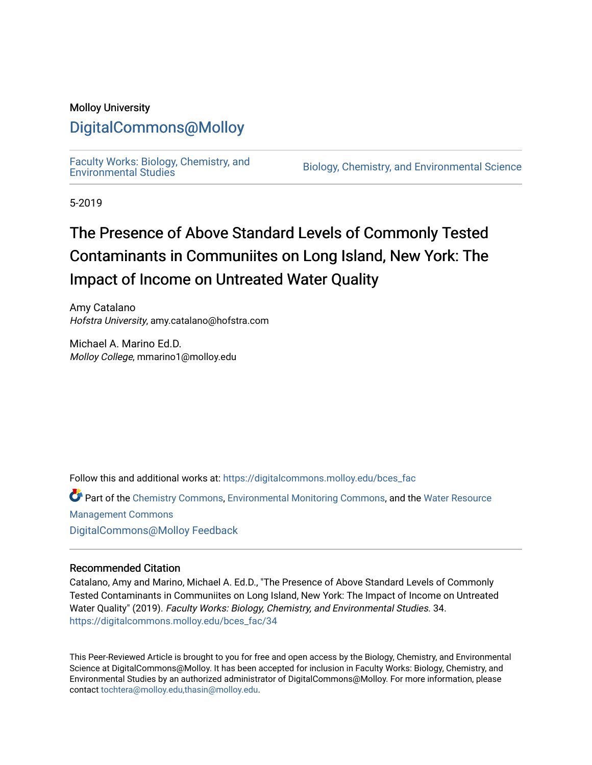Molloy University

# DigitalCommons@Molloy

Faculty Works: Biology, Chemistry, and Environmental Studies

Biology, Chemistry, and Environmental Science

5-2019

# The Presence of Above Standard Levels of Commonly Tested Contaminants in Communiites on Long Island, New York: The Impact of Income on Untreated Water Quality

Amy Catalano
*Hofstra University*, amy.catalano@hofstra.com

Michael A. Marino Ed.D.
*Molloy College*, mmarino1@molloy.edu

Follow this and additional works at: https://digitalcommons.molloy.edu/bces_fac

Part of the Chemistry Commons, Environmental Monitoring Commons, and the Water Resource Management Commons

DigitalCommons@Molloy Feedback

## Recommended Citation

Catalano, Amy and Marino, Michael A. Ed.D., "The Presence of Above Standard Levels of Commonly Tested Contaminants in Communiites on Long Island, New York: The Impact of Income on Untreated Water Quality" (2019). *Faculty Works: Biology, Chemistry, and Environmental Studies*. 34.
https://digitalcommons.molloy.edu/bces_fac/34

This Peer-Reviewed Article is brought to you for free and open access by the Biology, Chemistry, and Environmental Science at DigitalCommons@Molloy. It has been accepted for inclusion in Faculty Works: Biology, Chemistry, and Environmental Studies by an authorized administrator of DigitalCommons@Molloy. For more information, please contact tochtera@molloy.edu,thasin@molloy.edu.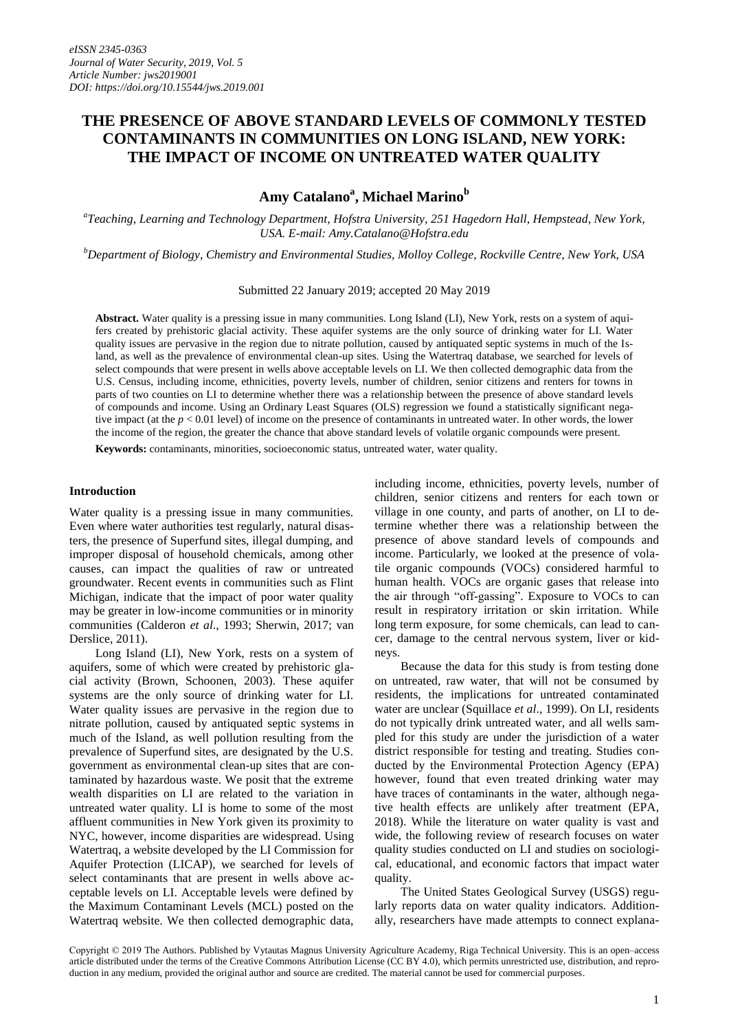# THE PRESENCE OF ABOVE STANDARD LEVELS OF COMMONLY TESTED CONTAMINANTS IN COMMUNITIES ON LONG ISLAND, NEW YORK: THE IMPACT OF INCOME ON UNTREATED WATER QUALITY

**Amy Catalano[a], Michael Marino[b]**

[a]*Teaching, Learning and Technology Department, Hofstra University, 251 Hagedorn Hall, Hempstead, New York, USA. E-mail: Amy.Catalano@Hofstra.edu*

[b]*Department of Biology, Chemistry and Environmental Studies, Molloy College, Rockville Centre, New York, USA*

Submitted 22 January 2019; accepted 20 May 2019

**Abstract.** Water quality is a pressing issue in many communities. Long Island (LI), New York, rests on a system of aquifers created by prehistoric glacial activity. These aquifer systems are the only source of drinking water for LI. Water quality issues are pervasive in the region due to nitrate pollution, caused by antiquated septic systems in much of the Island, as well as the prevalence of environmental clean-up sites. Using the Watertraq database, we searched for levels of select compounds that were present in wells above acceptable levels on LI. We then collected demographic data from the U.S. Census, including income, ethnicities, poverty levels, number of children, senior citizens and renters for towns in parts of two counties on LI to determine whether there was a relationship between the presence of above standard levels of compounds and income. Using an Ordinary Least Squares (OLS) regression we found a statistically significant negative impact (at the $p < 0.01$ level) of income on the presence of contaminants in untreated water. In other words, the lower the income of the region, the greater the chance that above standard levels of volatile organic compounds were present.

**Keywords:** contaminants, minorities, socioeconomic status, untreated water, water quality.

## Introduction

Water quality is a pressing issue in many communities. Even where water authorities test regularly, natural disasters, the presence of Superfund sites, illegal dumping, and improper disposal of household chemicals, among other causes, can impact the qualities of raw or untreated groundwater. Recent events in communities such as Flint Michigan, indicate that the impact of poor water quality may be greater in low-income communities or in minority communities (Calderon *et al*., 1993; Sherwin, 2017; van Derslice, 2011).

Long Island (LI), New York, rests on a system of aquifers, some of which were created by prehistoric glacial activity (Brown, Schoonen, 2003). These aquifer systems are the only source of drinking water for LI. Water quality issues are pervasive in the region due to nitrate pollution, caused by antiquated septic systems in much of the Island, as well pollution resulting from the prevalence of Superfund sites, are designated by the U.S. government as environmental clean-up sites that are contaminated by hazardous waste. We posit that the extreme wealth disparities on LI are related to the variation in untreated water quality. LI is home to some of the most affluent communities in New York given its proximity to NYC, however, income disparities are widespread. Using Watertraq, a website developed by the LI Commission for Aquifer Protection (LICAP), we searched for levels of select contaminants that are present in wells above acceptable levels on LI. Acceptable levels were defined by the Maximum Contaminant Levels (MCL) posted on the Watertraq website. We then collected demographic data, including income, ethnicities, poverty levels, number of children, senior citizens and renters for each town or village in one county, and parts of another, on LI to determine whether there was a relationship between the presence of above standard levels of compounds and income. Particularly, we looked at the presence of volatile organic compounds (VOCs) considered harmful to human health. VOCs are organic gases that release into the air through "off-gassing". Exposure to VOCs to can result in respiratory irritation or skin irritation. While long term exposure, for some chemicals, can lead to cancer, damage to the central nervous system, liver or kidneys.

Because the data for this study is from testing done on untreated, raw water, that will not be consumed by residents, the implications for untreated contaminated water are unclear (Squillace *et al*., 1999). On LI, residents do not typically drink untreated water, and all wells sampled for this study are under the jurisdiction of a water district responsible for testing and treating. Studies conducted by the Environmental Protection Agency (EPA) however, found that even treated drinking water may have traces of contaminants in the water, although negative health effects are unlikely after treatment (EPA, 2018). While the literature on water quality is vast and wide, the following review of research focuses on water quality studies conducted on LI and studies on sociological, educational, and economic factors that impact water quality.

The United States Geological Survey (USGS) regularly reports data on water quality indicators. Additionally, researchers have made attempts to connect explana-

Copyright © 2019 The Authors. Published by Vytautas Magnus University Agriculture Academy, Riga Technical University. This is an open–access article distributed under the terms of the Creative Commons Attribution License (CC BY 4.0), which permits unrestricted use, distribution, and reproduction in any medium, provided the original author and source are credited. The material cannot be used for commercial purposes.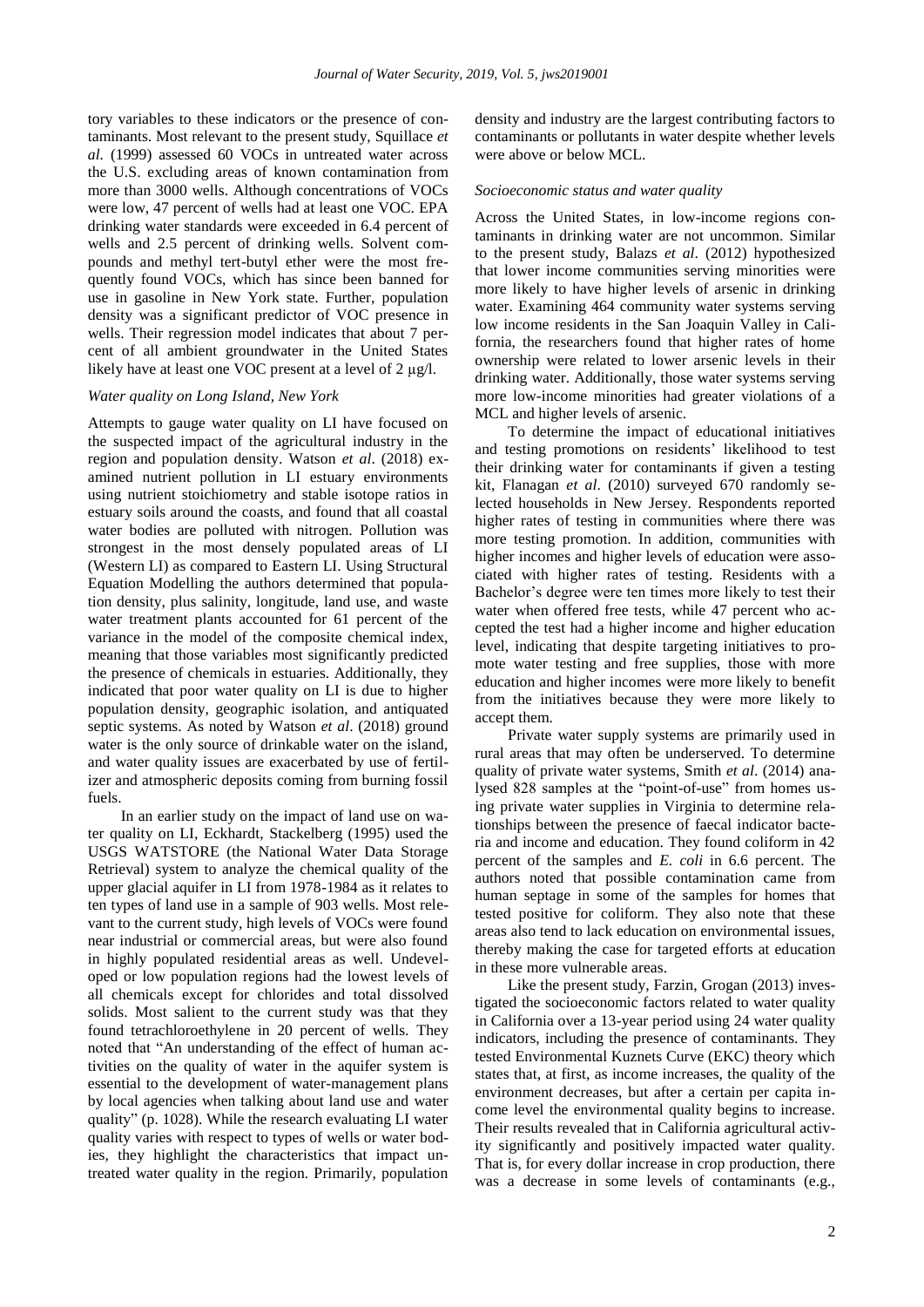tory variables to these indicators or the presence of contaminants. Most relevant to the present study, Squillace *et al.* (1999) assessed 60 VOCs in untreated water across the U.S. excluding areas of known contamination from more than 3000 wells. Although concentrations of VOCs were low, 47 percent of wells had at least one VOC. EPA drinking water standards were exceeded in 6.4 percent of wells and 2.5 percent of drinking wells. Solvent compounds and methyl tert-butyl ether were the most frequently found VOCs, which has since been banned for use in gasoline in New York state. Further, population density was a significant predictor of VOC presence in wells. Their regression model indicates that about 7 percent of all ambient groundwater in the United States likely have at least one VOC present at a level of 2 μg/l.

### *Water quality on Long Island, New York*

Attempts to gauge water quality on LI have focused on the suspected impact of the agricultural industry in the region and population density. Watson *et al*. (2018) examined nutrient pollution in LI estuary environments using nutrient stoichiometry and stable isotope ratios in estuary soils around the coasts, and found that all coastal water bodies are polluted with nitrogen. Pollution was strongest in the most densely populated areas of LI (Western LI) as compared to Eastern LI. Using Structural Equation Modelling the authors determined that population density, plus salinity, longitude, land use, and waste water treatment plants accounted for 61 percent of the variance in the model of the composite chemical index, meaning that those variables most significantly predicted the presence of chemicals in estuaries. Additionally, they indicated that poor water quality on LI is due to higher population density, geographic isolation, and antiquated septic systems. As noted by Watson *et al*. (2018) ground water is the only source of drinkable water on the island, and water quality issues are exacerbated by use of fertilizer and atmospheric deposits coming from burning fossil fuels.

In an earlier study on the impact of land use on water quality on LI, Eckhardt, Stackelberg (1995) used the USGS WATSTORE (the National Water Data Storage Retrieval) system to analyze the chemical quality of the upper glacial aquifer in LI from 1978-1984 as it relates to ten types of land use in a sample of 903 wells. Most relevant to the current study, high levels of VOCs were found near industrial or commercial areas, but were also found in highly populated residential areas as well. Undeveloped or low population regions had the lowest levels of all chemicals except for chlorides and total dissolved solids. Most salient to the current study was that they found tetrachloroethylene in 20 percent of wells. They noted that "An understanding of the effect of human activities on the quality of water in the aquifer system is essential to the development of water-management plans by local agencies when talking about land use and water quality" (p. 1028). While the research evaluating LI water quality varies with respect to types of wells or water bodies, they highlight the characteristics that impact untreated water quality in the region. Primarily, population density and industry are the largest contributing factors to contaminants or pollutants in water despite whether levels were above or below MCL.

### *Socioeconomic status and water quality*

Across the United States, in low-income regions contaminants in drinking water are not uncommon. Similar to the present study, Balazs *et al*. (2012) hypothesized that lower income communities serving minorities were more likely to have higher levels of arsenic in drinking water. Examining 464 community water systems serving low income residents in the San Joaquin Valley in California, the researchers found that higher rates of home ownership were related to lower arsenic levels in their drinking water. Additionally, those water systems serving more low-income minorities had greater violations of a MCL and higher levels of arsenic.

To determine the impact of educational initiatives and testing promotions on residents' likelihood to test their drinking water for contaminants if given a testing kit, Flanagan *et al*. (2010) surveyed 670 randomly selected households in New Jersey. Respondents reported higher rates of testing in communities where there was more testing promotion. In addition, communities with higher incomes and higher levels of education were associated with higher rates of testing. Residents with a Bachelor's degree were ten times more likely to test their water when offered free tests, while 47 percent who accepted the test had a higher income and higher education level, indicating that despite targeting initiatives to promote water testing and free supplies, those with more education and higher incomes were more likely to benefit from the initiatives because they were more likely to accept them.

Private water supply systems are primarily used in rural areas that may often be underserved. To determine quality of private water systems, Smith *et al*. (2014) analysed 828 samples at the "point-of-use" from homes using private water supplies in Virginia to determine relationships between the presence of faecal indicator bacteria and income and education. They found coliform in 42 percent of the samples and *E. coli* in 6.6 percent. The authors noted that possible contamination came from human septage in some of the samples for homes that tested positive for coliform. They also note that these areas also tend to lack education on environmental issues, thereby making the case for targeted efforts at education in these more vulnerable areas.

Like the present study, Farzin, Grogan (2013) investigated the socioeconomic factors related to water quality in California over a 13-year period using 24 water quality indicators, including the presence of contaminants. They tested Environmental Kuznets Curve (EKC) theory which states that, at first, as income increases, the quality of the environment decreases, but after a certain per capita income level the environmental quality begins to increase. Their results revealed that in California agricultural activity significantly and positively impacted water quality. That is, for every dollar increase in crop production, there was a decrease in some levels of contaminants (e.g.,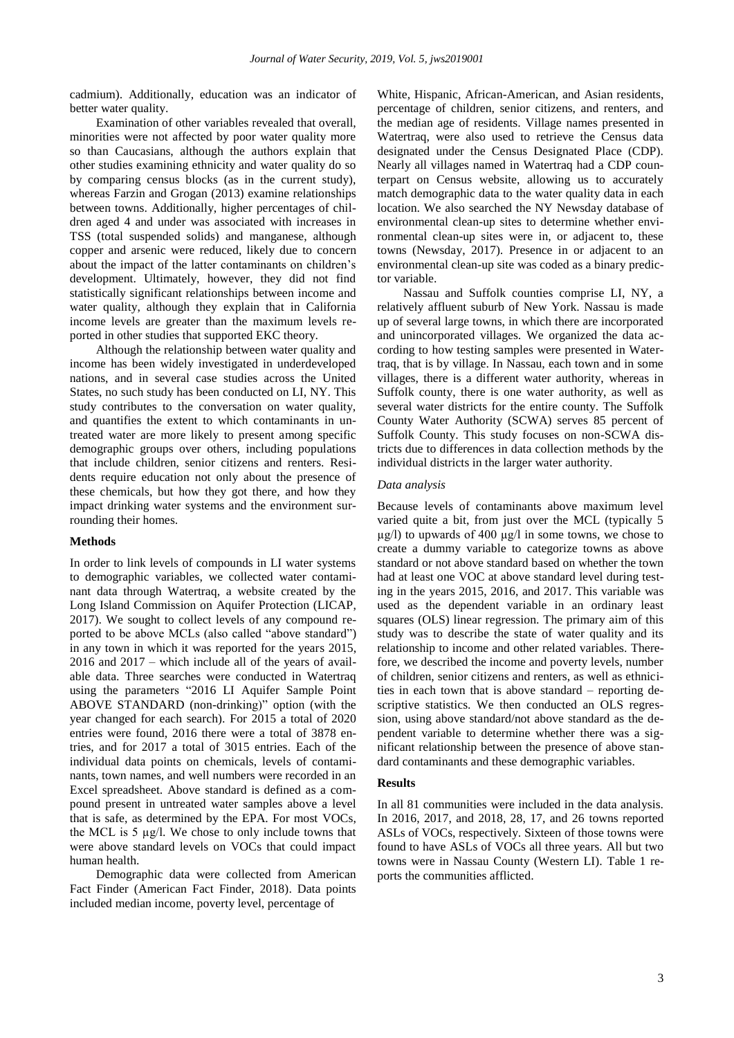cadmium). Additionally, education was an indicator of better water quality.

Examination of other variables revealed that overall, minorities were not affected by poor water quality more so than Caucasians, although the authors explain that other studies examining ethnicity and water quality do so by comparing census blocks (as in the current study), whereas Farzin and Grogan (2013) examine relationships between towns. Additionally, higher percentages of children aged 4 and under was associated with increases in TSS (total suspended solids) and manganese, although copper and arsenic were reduced, likely due to concern about the impact of the latter contaminants on children's development. Ultimately, however, they did not find statistically significant relationships between income and water quality, although they explain that in California income levels are greater than the maximum levels reported in other studies that supported EKC theory.

Although the relationship between water quality and income has been widely investigated in underdeveloped nations, and in several case studies across the United States, no such study has been conducted on LI, NY. This study contributes to the conversation on water quality, and quantifies the extent to which contaminants in untreated water are more likely to present among specific demographic groups over others, including populations that include children, senior citizens and renters. Residents require education not only about the presence of these chemicals, but how they got there, and how they impact drinking water systems and the environment surrounding their homes.

## Methods

In order to link levels of compounds in LI water systems to demographic variables, we collected water contaminant data through Watertraq, a website created by the Long Island Commission on Aquifer Protection (LICAP, 2017). We sought to collect levels of any compound reported to be above MCLs (also called "above standard") in any town in which it was reported for the years 2015, 2016 and 2017 – which include all of the years of available data. Three searches were conducted in Watertraq using the parameters "2016 LI Aquifer Sample Point ABOVE STANDARD (non-drinking)" option (with the year changed for each search). For 2015 a total of 2020 entries were found, 2016 there were a total of 3878 entries, and for 2017 a total of 3015 entries. Each of the individual data points on chemicals, levels of contaminants, town names, and well numbers were recorded in an Excel spreadsheet. Above standard is defined as a compound present in untreated water samples above a level that is safe, as determined by the EPA. For most VOCs, the MCL is 5 µg/l. We chose to only include towns that were above standard levels on VOCs that could impact human health.

Demographic data were collected from American Fact Finder (American Fact Finder, 2018). Data points included median income, poverty level, percentage of White, Hispanic, African-American, and Asian residents, percentage of children, senior citizens, and renters, and the median age of residents. Village names presented in Watertraq, were also used to retrieve the Census data designated under the Census Designated Place (CDP). Nearly all villages named in Watertraq had a CDP counterpart on Census website, allowing us to accurately match demographic data to the water quality data in each location. We also searched the NY Newsday database of environmental clean-up sites to determine whether environmental clean-up sites were in, or adjacent to, these towns (Newsday, 2017). Presence in or adjacent to an environmental clean-up site was coded as a binary predictor variable.

Nassau and Suffolk counties comprise LI, NY, a relatively affluent suburb of New York. Nassau is made up of several large towns, in which there are incorporated and unincorporated villages. We organized the data according to how testing samples were presented in Watertraq, that is by village. In Nassau, each town and in some villages, there is a different water authority, whereas in Suffolk county, there is one water authority, as well as several water districts for the entire county. The Suffolk County Water Authority (SCWA) serves 85 percent of Suffolk County. This study focuses on non-SCWA districts due to differences in data collection methods by the individual districts in the larger water authority.

### *Data analysis*

Because levels of contaminants above maximum level varied quite a bit, from just over the MCL (typically 5 µg/l) to upwards of 400 µg/l in some towns, we chose to create a dummy variable to categorize towns as above standard or not above standard based on whether the town had at least one VOC at above standard level during testing in the years 2015, 2016, and 2017. This variable was used as the dependent variable in an ordinary least squares (OLS) linear regression. The primary aim of this study was to describe the state of water quality and its relationship to income and other related variables. Therefore, we described the income and poverty levels, number of children, senior citizens and renters, as well as ethnicities in each town that is above standard – reporting descriptive statistics. We then conducted an OLS regression, using above standard/not above standard as the dependent variable to determine whether there was a significant relationship between the presence of above standard contaminants and these demographic variables.

## Results

In all 81 communities were included in the data analysis. In 2016, 2017, and 2018, 28, 17, and 26 towns reported ASLs of VOCs, respectively. Sixteen of those towns were found to have ASLs of VOCs all three years. All but two towns were in Nassau County (Western LI). Table 1 reports the communities afflicted.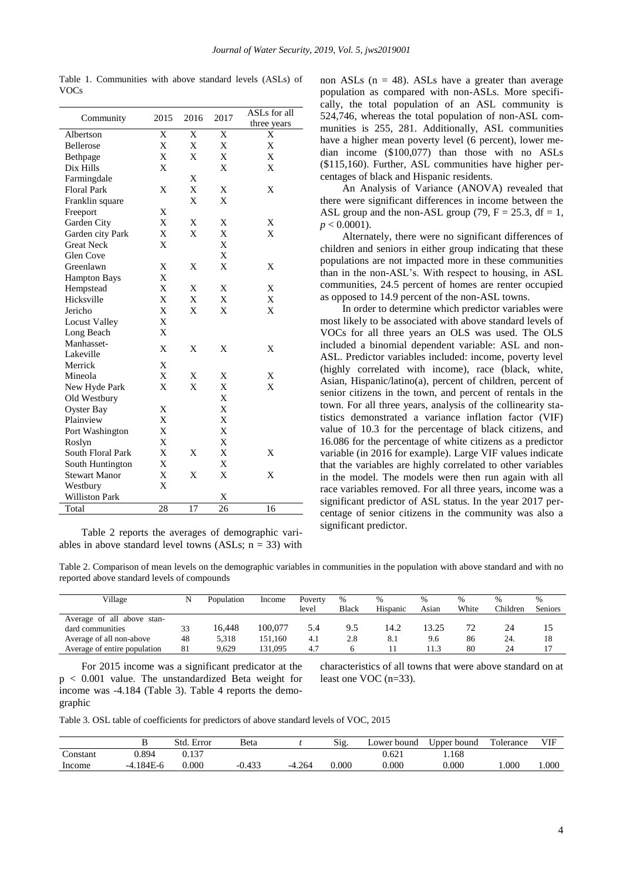Table 1. Communities with above standard levels (ASLs) of VOCs

| Community | 2015 | 2016 | 2017 | ASLs for all three years |
|---|---|---|---|---|
| Albertson | X | X | X | X |
| Bellerose | X | X | X | X |
| Bethpage | X | X | X | X |
| Dix Hills | X | | X | X |
| Farmingdale | | X | | |
| Floral Park | X | X | X | X |
| Franklin square | | X | X | |
| Freeport | X | | | |
| Garden City | X | X | X | X |
| Garden city Park | X | X | X | X |
| Great Neck | X | | X | |
| Glen Cove | | | X | |
| Greenlawn | X | X | X | X |
| Hampton Bays | X | | | |
| Hempstead | X | X | X | X |
| Hicksville | X | X | X | X |
| Jericho | X | X | X | X |
| Locust Valley | X | | | |
| Long Beach | X | | | |
| Manhasset-Lakeville | X | X | X | X |
| Merrick | X | | | |
| Mineola | X | X | X | X |
| New Hyde Park | X | X | X | X |
| Old Westbury | | | X | |
| Oyster Bay | X | | X | |
| Plainview | X | | X | |
| Port Washington | X | | X | |
| Roslyn | X | | X | |
| South Floral Park | X | X | X | X |
| South Huntington | X | | X | |
| Stewart Manor | X | X | X | X |
| Westbury | X | | | |
| Williston Park | | | X | |
| Total | 28 | 17 | 26 | 16 |

Table 2 reports the averages of demographic variables in above standard level towns (ASLs; n = 33) with non ASLs (n = 48). ASLs have a greater than average population as compared with non-ASLs. More specifically, the total population of an ASL community is 524,746, whereas the total population of non-ASL communities is 255, 281. Additionally, ASL communities have a higher mean poverty level (6 percent), lower median income ($100,077) than those with no ASLs ($115,160). Further, ASL communities have higher percentages of black and Hispanic residents.

An Analysis of Variance (ANOVA) revealed that there were significant differences in income between the ASL group and the non-ASL group (79, $F = 25.3$, df = 1, $p < 0.0001$).

Alternately, there were no significant differences of children and seniors in either group indicating that these populations are not impacted more in these communities than in the non-ASL's. With respect to housing, in ASL communities, 24.5 percent of homes are renter occupied as opposed to 14.9 percent of the non-ASL towns.

In order to determine which predictor variables were most likely to be associated with above standard levels of VOCs for all three years an OLS was used. The OLS included a binomial dependent variable: ASL and non-ASL. Predictor variables included: income, poverty level (highly correlated with income), race (black, white, Asian, Hispanic/latino(a), percent of children, percent of senior citizens in the town, and percent of rentals in the town. For all three years, analysis of the collinearity statistics demonstrated a variance inflation factor (VIF) value of 10.3 for the percentage of black citizens, and 16.086 for the percentage of white citizens as a predictor variable (in 2016 for example). Large VIF values indicate that the variables are highly correlated to other variables in the model. The models were then run again with all race variables removed. For all three years, income was a significant predictor of ASL status. In the year 2017 percentage of senior citizens in the community was also a significant predictor.

Table 2. Comparison of mean levels on the demographic variables in communities in the population with above standard and with no reported above standard levels of compounds

| Village | N | Population | Income | Poverty level | % Black | % Hispanic | % Asian | % White | % Children | % Seniors |
|---|---|---|---|---|---|---|---|---|---|---|
| Average of all above standard communities | 33 | 16,448 | 100,077 | 5.4 | 9.5 | 14.2 | 13.25 | 72 | 24 | 15 |
| Average of all non-above | 48 | 5,318 | 151,160 | 4.1 | 2.8 | 8.1 | 9.6 | 86 | 24. | 18 |
| Average of entire population | 81 | 9,629 | 131,095 | 4.7 | 6 | 11 | 11.3 | 80 | 24 | 17 |

For 2015 income was a significant predicator at the $p < 0.001$ value. The unstandardized Beta weight for income was -4.184 (Table 3). Table 4 reports the demographic characteristics of all towns that were above standard on at least one VOC (n=33).

Table 3. OSL table of coefficients for predictors of above standard levels of VOC, 2015

| | B | Std. Error | Beta | *t* | Sig. | Lower bound | Upper bound | Tolerance | VIF |
|---|---|---|---|---|---|---|---|---|---|
| Constant | 0.894 | 0.137 | | | | 0.621 | 1.168 | | |
| Income | -4.184E-6 | 0.000 | -0.433 | -4.264 | 0.000 | 0.000 | 0.000 | 1.000 | 1.000 |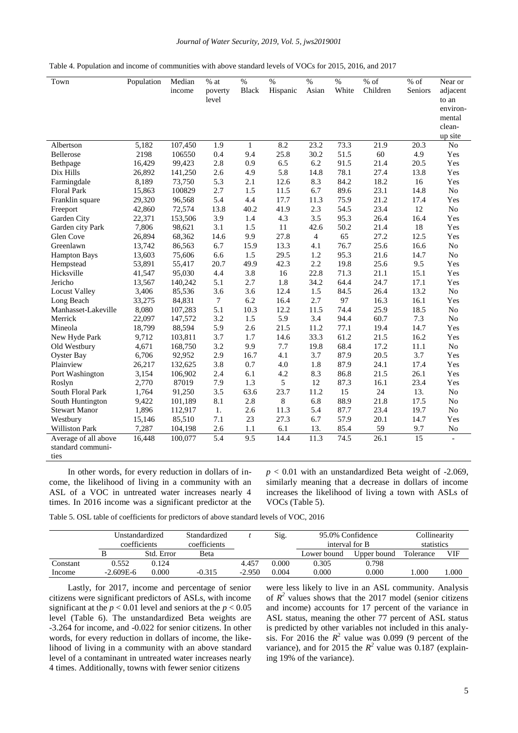Table 4. Population and income of communities with above standard levels of VOCs for 2015, 2016, and 2017

| Town | Population | Median income | % at poverty level | % Black | % Hispanic | % Asian | % White | % of Children | % of Seniors | Near or adjacent to an environmental clean-up site |
|---|---|---|---|---|---|---|---|---|---|---|
| Albertson | 5,182 | 107,450 | 1.9 | 1 | 8.2 | 23.2 | 73.3 | 21.9 | 20.3 | No |
| Bellerose | 2198 | 106550 | 0.4 | 9.4 | 25.8 | 30.2 | 51.5 | 60 | 4.9 | Yes |
| Bethpage | 16,429 | 99,423 | 2.8 | 0.9 | 6.5 | 6.2 | 91.5 | 21.4 | 20.5 | Yes |
| Dix Hills | 26,892 | 141,250 | 2.6 | 4.9 | 5.8 | 14.8 | 78.1 | 27.4 | 13.8 | Yes |
| Farmingdale | 8,189 | 73,750 | 5.3 | 2.1 | 12.6 | 8.3 | 84.2 | 18.2 | 16 | Yes |
| Floral Park | 15,863 | 100829 | 2.7 | 1.5 | 11.5 | 6.7 | 89.6 | 23.1 | 14.8 | No |
| Franklin square | 29,320 | 96,568 | 5.4 | 4.4 | 17.7 | 11.3 | 75.9 | 21.2 | 17.4 | Yes |
| Freeport | 42,860 | 72,574 | 13.8 | 40.2 | 41.9 | 2.3 | 54.5 | 23.4 | 12 | No |
| Garden City | 22,371 | 153,506 | 3.9 | 1.4 | 4.3 | 3.5 | 95.3 | 26.4 | 16.4 | Yes |
| Garden city Park | 7,806 | 98,621 | 3.1 | 1.5 | 11 | 42.6 | 50.2 | 21.4 | 18 | Yes |
| Glen Cove | 26,894 | 68,362 | 14.6 | 9.9 | 27.8 | 4 | 65 | 27.2 | 12.5 | Yes |
| Greenlawn | 13,742 | 86,563 | 6.7 | 15.9 | 13.3 | 4.1 | 76.7 | 25.6 | 16.6 | No |
| Hampton Bays | 13,603 | 75,606 | 6.6 | 1.5 | 29.5 | 1.2 | 95.3 | 21.6 | 14.7 | No |
| Hempstead | 53,891 | 55,417 | 20.7 | 49.9 | 42.3 | 2.2 | 19.8 | 25.6 | 9.5 | Yes |
| Hicksville | 41,547 | 95,030 | 4.4 | 3.8 | 16 | 22.8 | 71.3 | 21.1 | 15.1 | Yes |
| Jericho | 13,567 | 140,242 | 5.1 | 2.7 | 1.8 | 34.2 | 64.4 | 24.7 | 17.1 | Yes |
| Locust Valley | 3,406 | 85,536 | 3.6 | 3.6 | 12.4 | 1.5 | 84.5 | 26.4 | 13.2 | No |
| Long Beach | 33,275 | 84,831 | 7 | 6.2 | 16.4 | 2.7 | 97 | 16.3 | 16.1 | Yes |
| Manhasset-Lakeville | 8,080 | 107,283 | 5.1 | 10.3 | 12.2 | 11.5 | 74.4 | 25.9 | 18.5 | No |
| Merrick | 22,097 | 147,572 | 3.2 | 1.5 | 5.9 | 3.4 | 94.4 | 60.7 | 7.3 | No |
| Mineola | 18,799 | 88,594 | 5.9 | 2.6 | 21.5 | 11.2 | 77.1 | 19.4 | 14.7 | Yes |
| New Hyde Park | 9,712 | 103,811 | 3.7 | 1.7 | 14.6 | 33.3 | 61.2 | 21.5 | 16.2 | Yes |
| Old Westbury | 4,671 | 168,750 | 3.2 | 9.9 | 7.7 | 19.8 | 68.4 | 17.2 | 11.1 | No |
| Oyster Bay | 6,706 | 92,952 | 2.9 | 16.7 | 4.1 | 3.7 | 87.9 | 20.5 | 3.7 | Yes |
| Plainview | 26,217 | 132,625 | 3.8 | 0.7 | 4.0 | 1.8 | 87.9 | 24.1 | 17.4 | Yes |
| Port Washington | 3,154 | 106,902 | 2.4 | 6.1 | 4.2 | 8.3 | 86.8 | 21.5 | 26.1 | Yes |
| Roslyn | 2,770 | 87019 | 7.9 | 1.3 | 5 | 12 | 87.3 | 16.1 | 23.4 | Yes |
| South Floral Park | 1,764 | 91,250 | 3.5 | 63.6 | 23.7 | 11.2 | 15 | 24 | 13. | No |
| South Huntington | 9,422 | 101,189 | 8.1 | 2.8 | 8 | 6.8 | 88.9 | 21.8 | 17.5 | No |
| Stewart Manor | 1,896 | 112,917 | 1. | 2.6 | 11.3 | 5.4 | 87.7 | 23.4 | 19.7 | No |
| Westbury | 15,146 | 85,510 | 7.1 | 23 | 27.3 | 6.7 | 57.9 | 20.1 | 14.7 | Yes |
| Williston Park | 7,287 | 104,198 | 2.6 | 1.1 | 6.1 | 13. | 85.4 | 59 | 9.7 | No |
| Average of all above standard communities | 16,448 | 100,077 | 5.4 | 9.5 | 14.4 | 11.3 | 74.5 | 26.1 | 15 | - |

In other words, for every reduction in dollars of income, the likelihood of living in a community with an ASL of a VOC in untreated water increases nearly 4 times. In 2016 income was a significant predictor at the $p < 0.01$ with an unstandardized Beta weight of -2.069, similarly meaning that a decrease in dollars of income increases the likelihood of living a town with ASLs of VOCs (Table 5).

Table 5. OSL table of coefficients for predictors of above standard levels of VOC, 2016

| | Unstandardized coefficients | | Standardized coefficients | $t$ | Sig. | 95.0% Confidence interval for B | | Collinearity statistics | |
|---|---|---|---|---|---|---|---|---|---|
| | B | Std. Error | Beta | | | Lower bound | Upper bound | Tolerance | VIF |
| Constant | 0.552 | 0.124 | | 4.457 | 0.000 | 0.305 | 0.798 | | |
| Income | -2.609E-6 | 0.000 | -0.315 | -2.950 | 0.004 | 0.000 | 0.000 | 1.000 | 1.000 |

Lastly, for 2017, income and percentage of senior citizens were significant predictors of ASLs, with income significant at the $p < 0.01$ level and seniors at the $p < 0.05$ level (Table 6). The unstandardized Beta weights are -3.264 for income, and -0.022 for senior citizens. In other words, for every reduction in dollars of income, the likelihood of living in a community with an above standard level of a contaminant in untreated water increases nearly 4 times. Additionally, towns with fewer senior citizens were less likely to live in an ASL community. Analysis of $R^2$ values shows that the 2017 model (senior citizens and income) accounts for 17 percent of the variance in ASL status, meaning the other 77 percent of ASL status is predicted by other variables not included in this analysis. For 2016 the $R^2$ value was 0.099 (9 percent of the variance), and for 2015 the $R^2$ value was 0.187 (explaining 19% of the variance).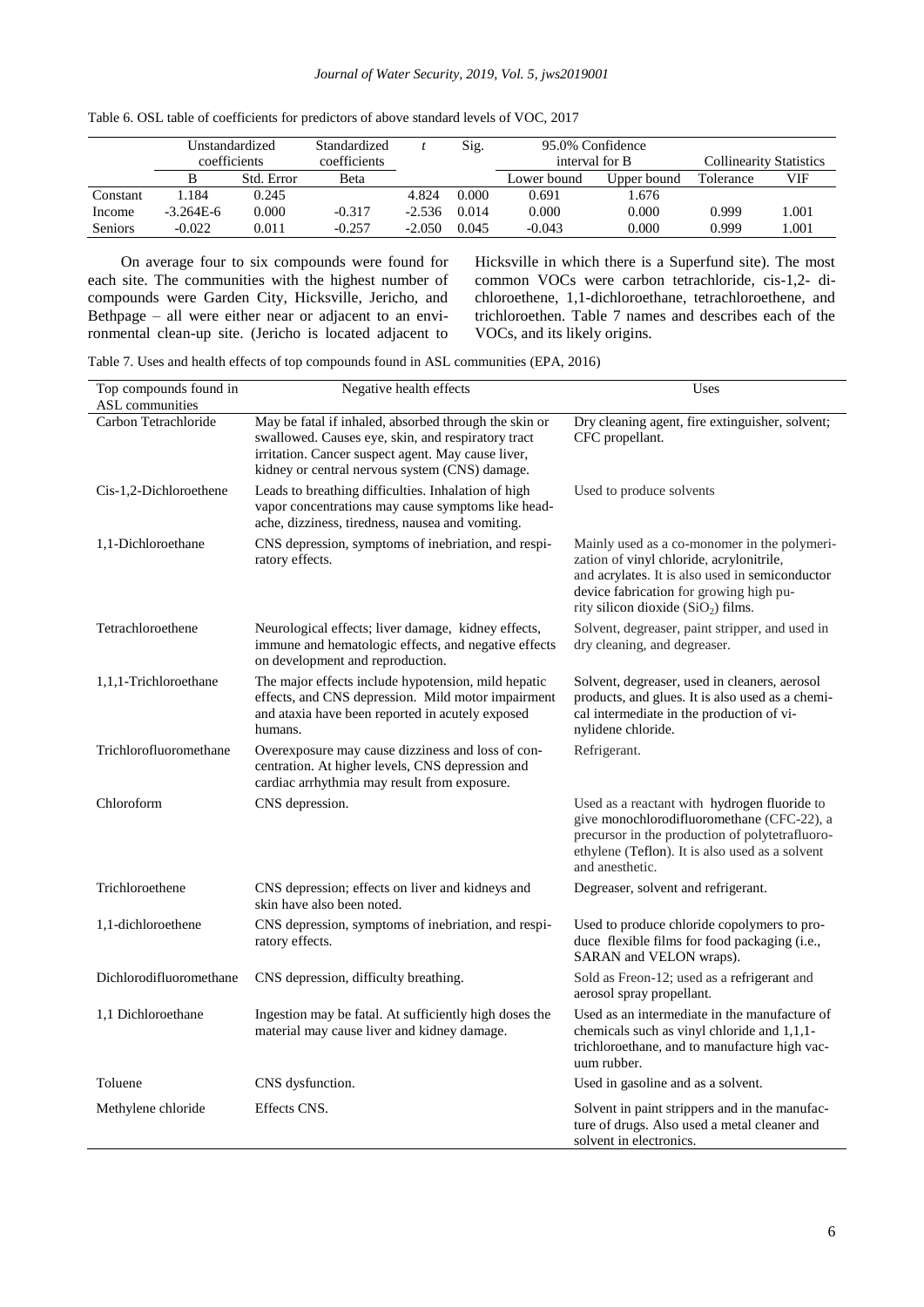Table 6. OSL table of coefficients for predictors of above standard levels of VOC, 2017

| | Unstandardized coefficients | | Standardized coefficients | $t$ | Sig. | 95.0% Confidence interval for B | | Collinearity Statistics | |
|---|---|---|---|---|---|---|---|---|---|
| | B | Std. Error | Beta | | | Lower bound | Upper bound | Tolerance | VIF |
| Constant | 1.184 | 0.245 | | 4.824 | 0.000 | 0.691 | 1.676 | | |
| Income | -3.264E-6 | 0.000 | -0.317 | -2.536 | 0.014 | 0.000 | 0.000 | 0.999 | 1.001 |
| Seniors | -0.022 | 0.011 | -0.257 | -2.050 | 0.045 | -0.043 | 0.000 | 0.999 | 1.001 |

On average four to six compounds were found for each site. The communities with the highest number of compounds were Garden City, Hicksville, Jericho, and Bethpage – all were either near or adjacent to an environmental clean-up site. (Jericho is located adjacent to Hicksville in which there is a Superfund site). The most common VOCs were carbon tetrachloride, cis-1,2- dichloroethene, 1,1-dichloroethane, tetrachloroethene, and trichloroethen. Table 7 names and describes each of the VOCs, and its likely origins.

Table 7. Uses and health effects of top compounds found in ASL communities (EPA, 2016)

| Top compounds found in ASL communities | Negative health effects | Uses |
|---|---|---|
| Carbon Tetrachloride | May be fatal if inhaled, absorbed through the skin or swallowed. Causes eye, skin, and respiratory tract irritation. Cancer suspect agent. May cause liver, kidney or central nervous system (CNS) damage. | Dry cleaning agent, fire extinguisher, solvent; CFC propellant. |
| Cis-1,2-Dichloroethene | Leads to breathing difficulties. Inhalation of high vapor concentrations may cause symptoms like headache, dizziness, tiredness, nausea and vomiting. | Used to produce solvents |
| 1,1-Dichloroethane | CNS depression, symptoms of inebriation, and respiratory effects. | Mainly used as a co-monomer in the polymerization of vinyl chloride, acrylonitrile, and acrylates. It is also used in semiconductor device fabrication for growing high purity silicon dioxide ($SiO_2$) films. |
| Tetrachloroethene | Neurological effects; liver damage, kidney effects, immune and hematologic effects, and negative effects on development and reproduction. | Solvent, degreaser, paint stripper, and used in dry cleaning, and degreaser. |
| 1,1,1-Trichloroethane | The major effects include hypotension, mild hepatic effects, and CNS depression. Mild motor impairment and ataxia have been reported in acutely exposed humans. | Solvent, degreaser, used in cleaners, aerosol products, and glues. It is also used as a chemical intermediate in the production of vinylidene chloride. |
| Trichlorofluoromethane | Overexposure may cause dizziness and loss of concentration. At higher levels, CNS depression and cardiac arrhythmia may result from exposure. | Refrigerant. |
| Chloroform | CNS depression. | Used as a reactant with hydrogen fluoride to give monochlorodifluoromethane (CFC-22), a precursor in the production of polytetrafluoroethylene (Teflon). It is also used as a solvent and anesthetic. |
| Trichloroethene | CNS depression; effects on liver and kidneys and skin have also been noted. | Degreaser, solvent and refrigerant. |
| 1,1-dichloroethene | CNS depression, symptoms of inebriation, and respiratory effects. | Used to produce chloride copolymers to produce flexible films for food packaging (i.e., SARAN and VELON wraps). |
| Dichlorodifluoromethane | CNS depression, difficulty breathing. | Sold as Freon-12; used as a refrigerant and aerosol spray propellant. |
| 1,1 Dichloroethane | Ingestion may be fatal. At sufficiently high doses the material may cause liver and kidney damage. | Used as an intermediate in the manufacture of chemicals such as vinyl chloride and 1,1,1-trichloroethane, and to manufacture high vacuum rubber. |
| Toluene | CNS dysfunction. | Used in gasoline and as a solvent. |
| Methylene chloride | Effects CNS. | Solvent in paint strippers and in the manufacture of drugs. Also used a metal cleaner and solvent in electronics. |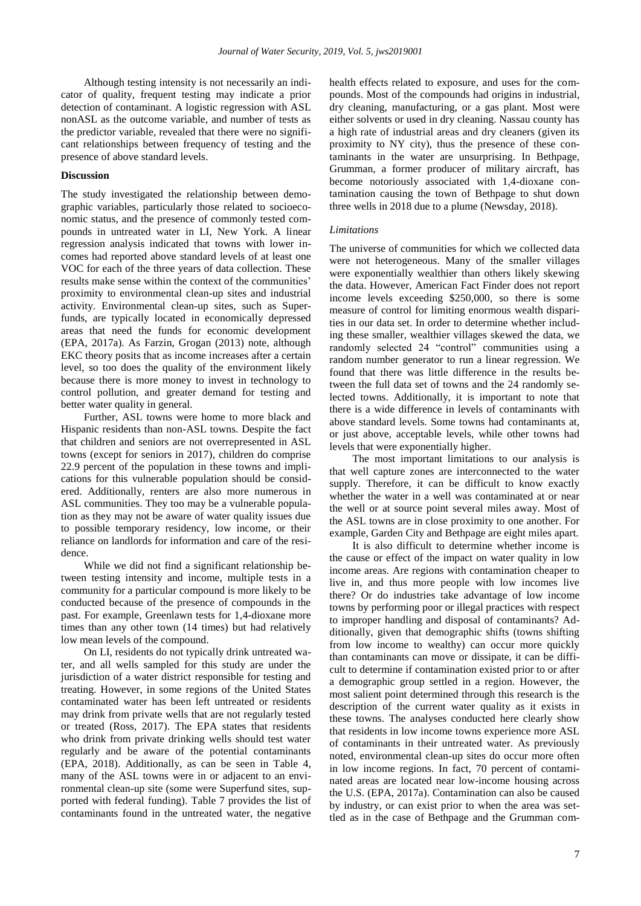Although testing intensity is not necessarily an indicator of quality, frequent testing may indicate a prior detection of contaminant. A logistic regression with ASL nonASL as the outcome variable, and number of tests as the predictor variable, revealed that there were no significant relationships between frequency of testing and the presence of above standard levels.

## Discussion

The study investigated the relationship between demographic variables, particularly those related to socioeconomic status, and the presence of commonly tested compounds in untreated water in LI, New York. A linear regression analysis indicated that towns with lower incomes had reported above standard levels of at least one VOC for each of the three years of data collection. These results make sense within the context of the communities' proximity to environmental clean-up sites and industrial activity. Environmental clean-up sites, such as Superfunds, are typically located in economically depressed areas that need the funds for economic development (EPA, 2017a). As Farzin, Grogan (2013) note, although EKC theory posits that as income increases after a certain level, so too does the quality of the environment likely because there is more money to invest in technology to control pollution, and greater demand for testing and better water quality in general.

Further, ASL towns were home to more black and Hispanic residents than non-ASL towns. Despite the fact that children and seniors are not overrepresented in ASL towns (except for seniors in 2017), children do comprise 22.9 percent of the population in these towns and implications for this vulnerable population should be considered. Additionally, renters are also more numerous in ASL communities. They too may be a vulnerable population as they may not be aware of water quality issues due to possible temporary residency, low income, or their reliance on landlords for information and care of the residence.

While we did not find a significant relationship between testing intensity and income, multiple tests in a community for a particular compound is more likely to be conducted because of the presence of compounds in the past. For example, Greenlawn tests for 1,4-dioxane more times than any other town (14 times) but had relatively low mean levels of the compound.

On LI, residents do not typically drink untreated water, and all wells sampled for this study are under the jurisdiction of a water district responsible for testing and treating. However, in some regions of the United States contaminated water has been left untreated or residents may drink from private wells that are not regularly tested or treated (Ross, 2017). The EPA states that residents who drink from private drinking wells should test water regularly and be aware of the potential contaminants (EPA, 2018). Additionally, as can be seen in Table 4, many of the ASL towns were in or adjacent to an environmental clean-up site (some were Superfund sites, supported with federal funding). Table 7 provides the list of contaminants found in the untreated water, the negative health effects related to exposure, and uses for the compounds. Most of the compounds had origins in industrial, dry cleaning, manufacturing, or a gas plant. Most were either solvents or used in dry cleaning. Nassau county has a high rate of industrial areas and dry cleaners (given its proximity to NY city), thus the presence of these contaminants in the water are unsurprising. In Bethpage, Grumman, a former producer of military aircraft, has become notoriously associated with 1,4-dioxane contamination causing the town of Bethpage to shut down three wells in 2018 due to a plume (Newsday, 2018).

### *Limitations*

The universe of communities for which we collected data were not heterogeneous. Many of the smaller villages were exponentially wealthier than others likely skewing the data. However, American Fact Finder does not report income levels exceeding \$250,000, so there is some measure of control for limiting enormous wealth disparities in our data set. In order to determine whether including these smaller, wealthier villages skewed the data, we randomly selected 24 "control" communities using a random number generator to run a linear regression. We found that there was little difference in the results between the full data set of towns and the 24 randomly selected towns. Additionally, it is important to note that there is a wide difference in levels of contaminants with above standard levels. Some towns had contaminants at, or just above, acceptable levels, while other towns had levels that were exponentially higher.

The most important limitations to our analysis is that well capture zones are interconnected to the water supply. Therefore, it can be difficult to know exactly whether the water in a well was contaminated at or near the well or at source point several miles away. Most of the ASL towns are in close proximity to one another. For example, Garden City and Bethpage are eight miles apart.

It is also difficult to determine whether income is the cause or effect of the impact on water quality in low income areas. Are regions with contamination cheaper to live in, and thus more people with low incomes live there? Or do industries take advantage of low income towns by performing poor or illegal practices with respect to improper handling and disposal of contaminants? Additionally, given that demographic shifts (towns shifting from low income to wealthy) can occur more quickly than contaminants can move or dissipate, it can be difficult to determine if contamination existed prior to or after a demographic group settled in a region. However, the most salient point determined through this research is the description of the current water quality as it exists in these towns. The analyses conducted here clearly show that residents in low income towns experience more ASL of contaminants in their untreated water. As previously noted, environmental clean-up sites do occur more often in low income regions. In fact, 70 percent of contaminated areas are located near low-income housing across the U.S. (EPA, 2017a). Contamination can also be caused by industry, or can exist prior to when the area was settled as in the case of Bethpage and the Grumman com-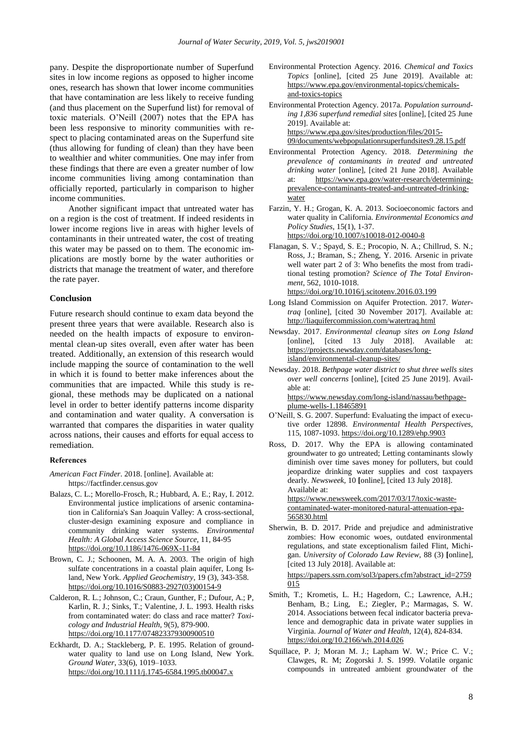pany. Despite the disproportionate number of Superfund sites in low income regions as opposed to higher income ones, research has shown that lower income communities that have contamination are less likely to receive funding (and thus placement on the Superfund list) for removal of toxic materials. O'Neill (2007) notes that the EPA has been less responsive to minority communities with respect to placing contaminated areas on the Superfund site (thus allowing for funding of clean) than they have been to wealthier and whiter communities. One may infer from these findings that there are even a greater number of low income communities living among contamination than officially reported, particularly in comparison to higher income communities.

Another significant impact that untreated water has on a region is the cost of treatment. If indeed residents in lower income regions live in areas with higher levels of contaminants in their untreated water, the cost of treating this water may be passed on to them. The economic implications are mostly borne by the water authorities or districts that manage the treatment of water, and therefore the rate payer.

## Conclusion

Future research should continue to exam data beyond the present three years that were available. Research also is needed on the health impacts of exposure to environmental clean-up sites overall, even after water has been treated. Additionally, an extension of this research would include mapping the source of contamination to the well in which it is found to better make inferences about the communities that are impacted. While this study is regional, these methods may be duplicated on a national level in order to better identify patterns income disparity and contamination and water quality. A conversation is warranted that compares the disparities in water quality across nations, their causes and efforts for equal access to remediation.

## References

*American Fact Finder*. 2018. [online]. Available at: https://factfinder.census.gov

Balazs, C. L.; Morello-Frosch, R.; Hubbard, A. E.; Ray, I. 2012. Environmental justice implications of arsenic contamination in California's San Joaquin Valley: A cross-sectional, cluster-design examining exposure and compliance in community drinking water systems. *Environmental Health: A Global Access Science Source,* 11, 84-95 https://doi.org/10.1186/1476-069X-11-84

Brown, C. J.; Schoonen, M. A. A. 2003. The origin of high sulfate concentrations in a coastal plain aquifer, Long Island, New York. *Applied Geochemistry*, 19 (3), 343-358. https://doi.org/10.1016/S0883-2927(03)00154-9

Calderon, R. L.; Johnson, C.; Craun, Gunther, F.; Dufour, A.; P, Karlin, R. J.; Sinks, T.; Valentine, J. L. 1993. Health risks from contaminated water: do class and race matter? *Toxicology and Industrial Health*, 9(5), 879-900. https://doi.org/10.1177/074823379300900510

Eckhardt, D. A.; Stackleberg, P. E. 1995. Relation of groundwater quality to land use on Long Island, New York. *Ground Water*, 33(6), 1019–1033. https://doi.org/10.1111/j.1745-6584.1995.tb00047.x

Environmental Protection Agency. 2016. *Chemical and Toxics Topics* [online], [cited 25 June 2019]. Available at: https://www.epa.gov/environmental-topics/chemicals-and-toxics-topics

Environmental Protection Agency. 2017a. *Population surrounding 1,836 superfund remedial sites* [online], [cited 25 June 2019]. Available at: https://www.epa.gov/sites/production/files/2015-09/documents/webpopulationrsuperfundsites9.28.15.pdf

Environmental Protection Agency. 2018. *Determining the prevalence of contaminants in treated and untreated drinking water* [online], [cited 21 June 2018]. Available at: https://www.epa.gov/water-research/determining-prevalence-contaminants-treated-and-untreated-drinking-water

Farzin, Y. H.; Grogan, K. A. 2013. Socioeconomic factors and water quality in California. *Environmental Economics and Policy Studies*, 15(1), 1-37. https://doi.org/10.1007/s10018-012-0040-8

Flanagan, S. V.; Spayd, S. E.; Procopio, N. A.; Chillrud, S. N.; Ross, J.; Braman, S.; Zheng, Y. 2016. Arsenic in private well water part 2 of 3: Who benefits the most from traditional testing promotion? *Science of The Total Environment*, 562, 1010-1018. https://doi.org/10.1016/j.scitotenv.2016.03.199

Long Island Commission on Aquifer Protection. 2017. *Watertraq* [online], [cited 30 November 2017]. Available at: http://liaquifercommission.com/watertraq.html

Newsday. 2017. *Environmental cleanup sites on Long Island* [online], [cited 13 July 2018]. Available at: https://projects.newsday.com/databases/long-island/environmental-cleanup-sites/

Newsday. 2018. *Bethpage water district to shut three wells sites over well concerns* [online], [cited 25 June 2019]. Available at: https://www.newsday.com/long-island/nassau/bethpage-plume-wells-1.18465891

O'Neill, S. G. 2007. Superfund: Evaluating the impact of executive order 12898. *Environmental Health Perspectives*, 115, 1087-1093. https://doi.org/10.1289/ehp.9903

Ross, D. 2017. Why the EPA is allowing contaminated groundwater to go untreated; Letting contaminants slowly diminish over time saves money for polluters, but could jeopardize drinking water supplies and cost taxpayers dearly. *Newsweek*, 10 [online], [cited 13 July 2018]. Available at: https://www.newsweek.com/2017/03/17/toxic-waste-contaminated-water-monitored-natural-attenuation-epa-565830.html

Sherwin, B. D. 2017. Pride and prejudice and administrative zombies: How economic woes, outdated environmental regulations, and state exceptionalism failed Flint, Michigan. *University of Colorado Law Review*, 88 (3) [online], [cited 13 July 2018]. Available at: https://papers.ssrn.com/sol3/papers.cfm?abstract_id=2759015

Smith, T.; Krometis, L. H.; Hagedorn, C.; Lawrence, A.H.; Benham, B.; Ling, E.; Ziegler, P.; Marmagas, S. W. 2014. Associations between fecal indicator bacteria prevalence and demographic data in private water supplies in Virginia. *Journal of Water and Health*, 12(4), 824-834. https://doi.org/10.2166/wh.2014.026

Squillace, P. J; Moran M. J.; Lapham W. W.; Price C. V.; Clawges, R. M; Zogorski J. S. 1999. Volatile organic compounds in untreated ambient groundwater of the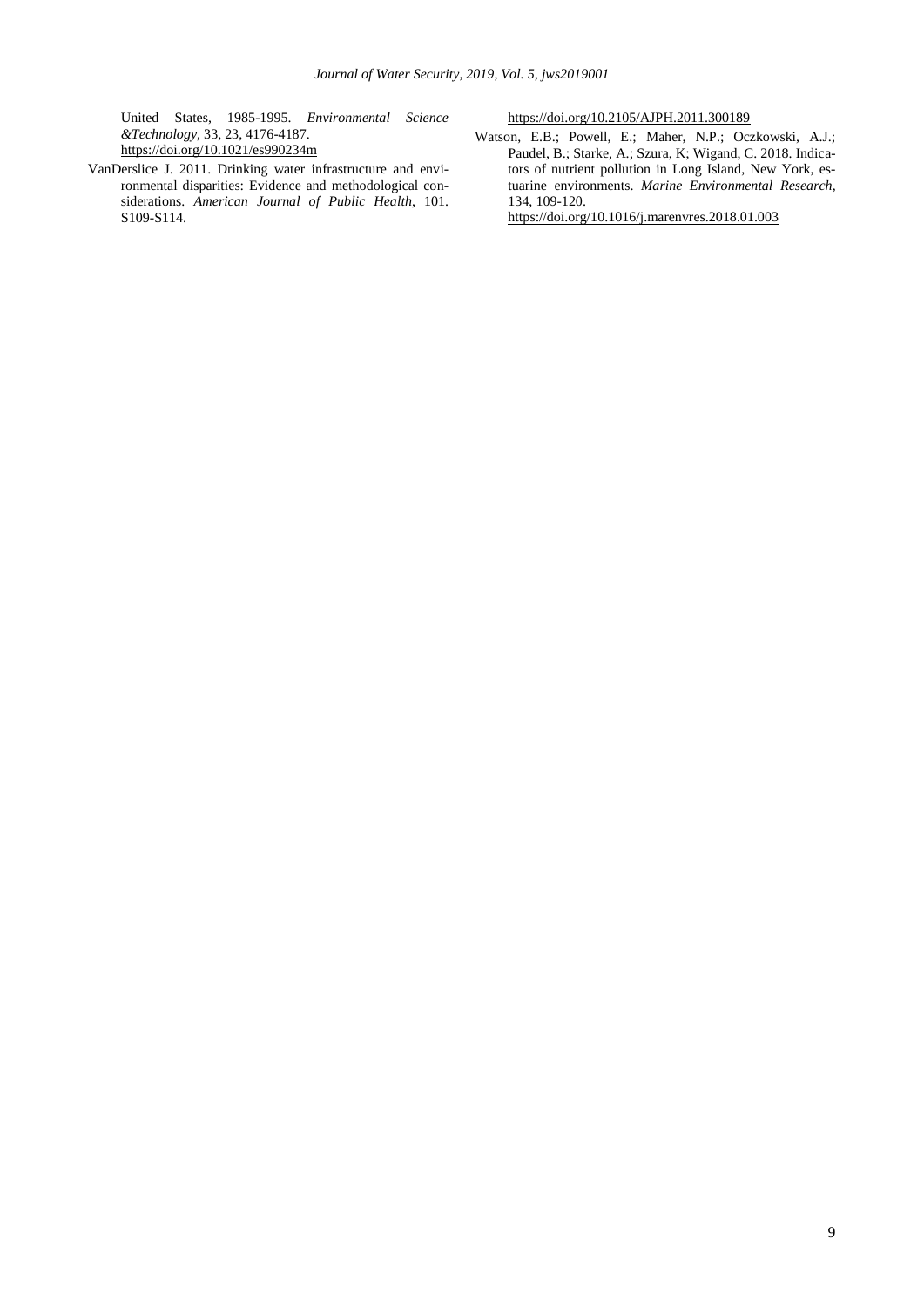United States, 1985-1995. *Environmental Science &Technology*, 33, 23, 4176-4187. https://doi.org/10.1021/es990234m

VanDerslice J. 2011. Drinking water infrastructure and environmental disparities: Evidence and methodological considerations. *American Journal of Public Health*, 101. S109-S114. https://doi.org/10.2105/AJPH.2011.300189

Watson, E.B.; Powell, E.; Maher, N.P.; Oczkowski, A.J.; Paudel, B.; Starke, A.; Szura, K; Wigand, C. 2018. Indicators of nutrient pollution in Long Island, New York, estuarine environments. *Marine Environmental Research*, 134, 109-120. https://doi.org/10.1016/j.marenvres.2018.01.003